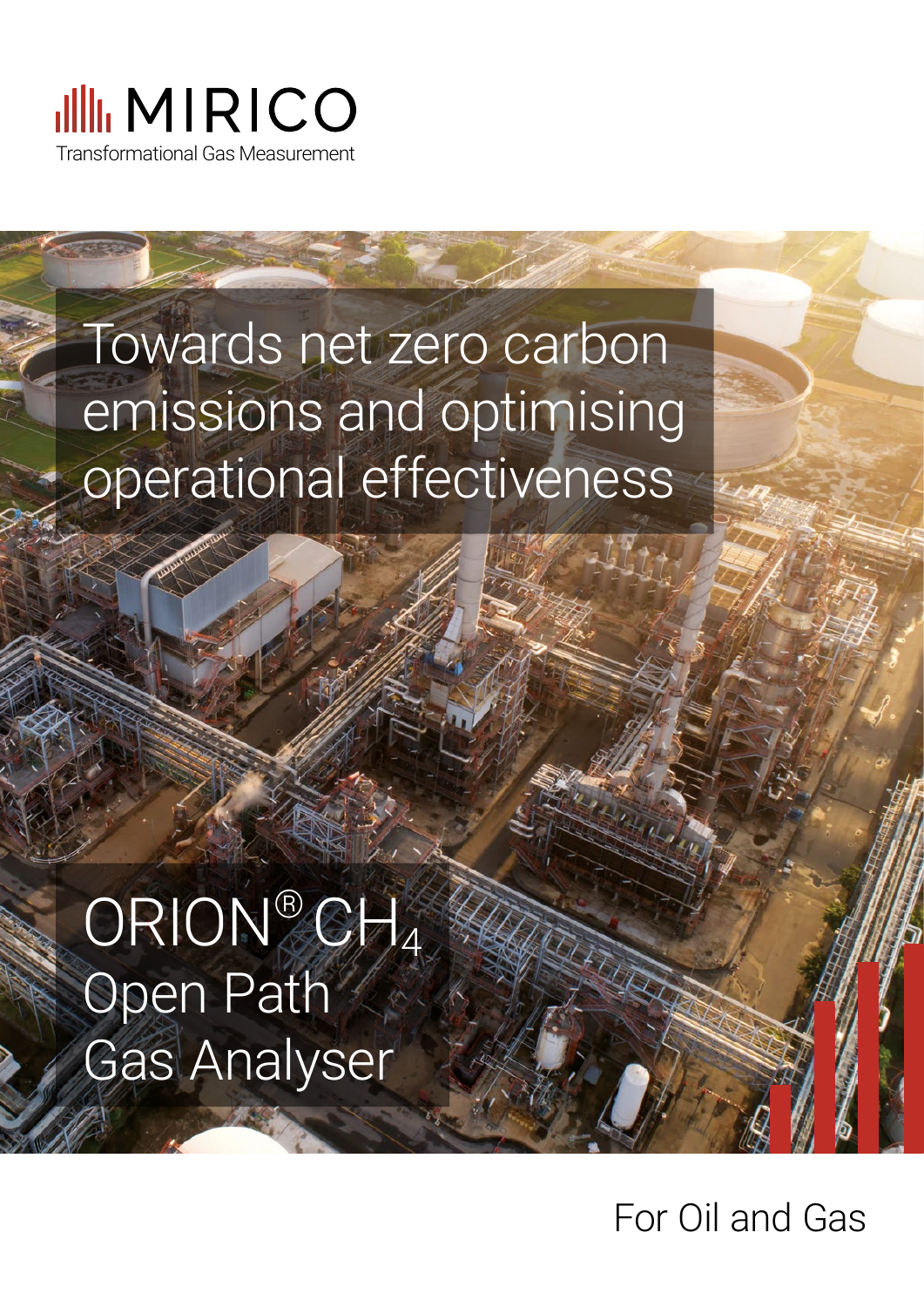MIRICO

Transformational Gas Measurement

# Towards net zero carbon emissions and optimising operational effectiveness

# ORION® $CH_4$ Open Path Gas Analyser

For Oil and Gas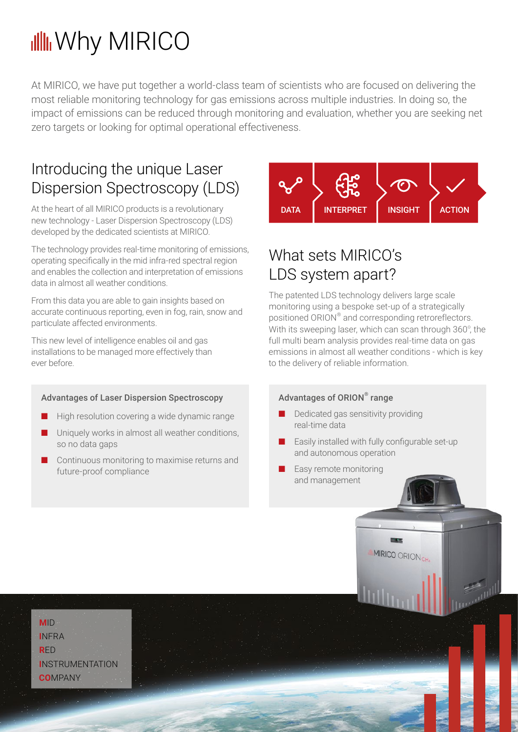# Why MIRICO

At MIRICO, we have put together a world-class team of scientists who are focused on delivering the most reliable monitoring technology for gas emissions across multiple industries. In doing so, the impact of emissions can be reduced through monitoring and evaluation, whether you are seeking net zero targets or looking for optimal operational effectiveness.

## Introducing the unique Laser Dispersion Spectroscopy (LDS)

At the heart of all MIRICO products is a revolutionary new technology - Laser Dispersion Spectroscopy (LDS) developed by the dedicated scientists at MIRICO.

The technology provides real-time monitoring of emissions, operating specifically in the mid infra-red spectral region and enables the collection and interpretation of emissions data in almost all weather conditions.

From this data you are able to gain insights based on accurate continuous reporting, even in fog, rain, snow and particulate affected environments.

This new level of intelligence enables oil and gas installations to be managed more effectively than ever before.

### Advantages of Laser Dispersion Spectroscopy

- High resolution covering a wide dynamic range
- Uniquely works in almost all weather conditions, so no data gaps
- Continuous monitoring to maximise returns and future-proof compliance

DATA → INTERPRET → INSIGHT → ACTION

## What sets MIRICO's LDS system apart?

The patented LDS technology delivers large scale monitoring using a bespoke set-up of a strategically positioned ORION® and corresponding retroreflectors. With its sweeping laser, which can scan through 360°, the full multi beam analysis provides real-time data on gas emissions in almost all weather conditions - which is key to the delivery of reliable information.

### Advantages of ORION® range

- Dedicated gas sensitivity providing real-time data
- Easily installed with fully configurable set-up and autonomous operation
- Easy remote monitoring and management

**M**ID
**I**NFRA
**R**ED
**I**NSTRUMENTATION
**CO**MPANY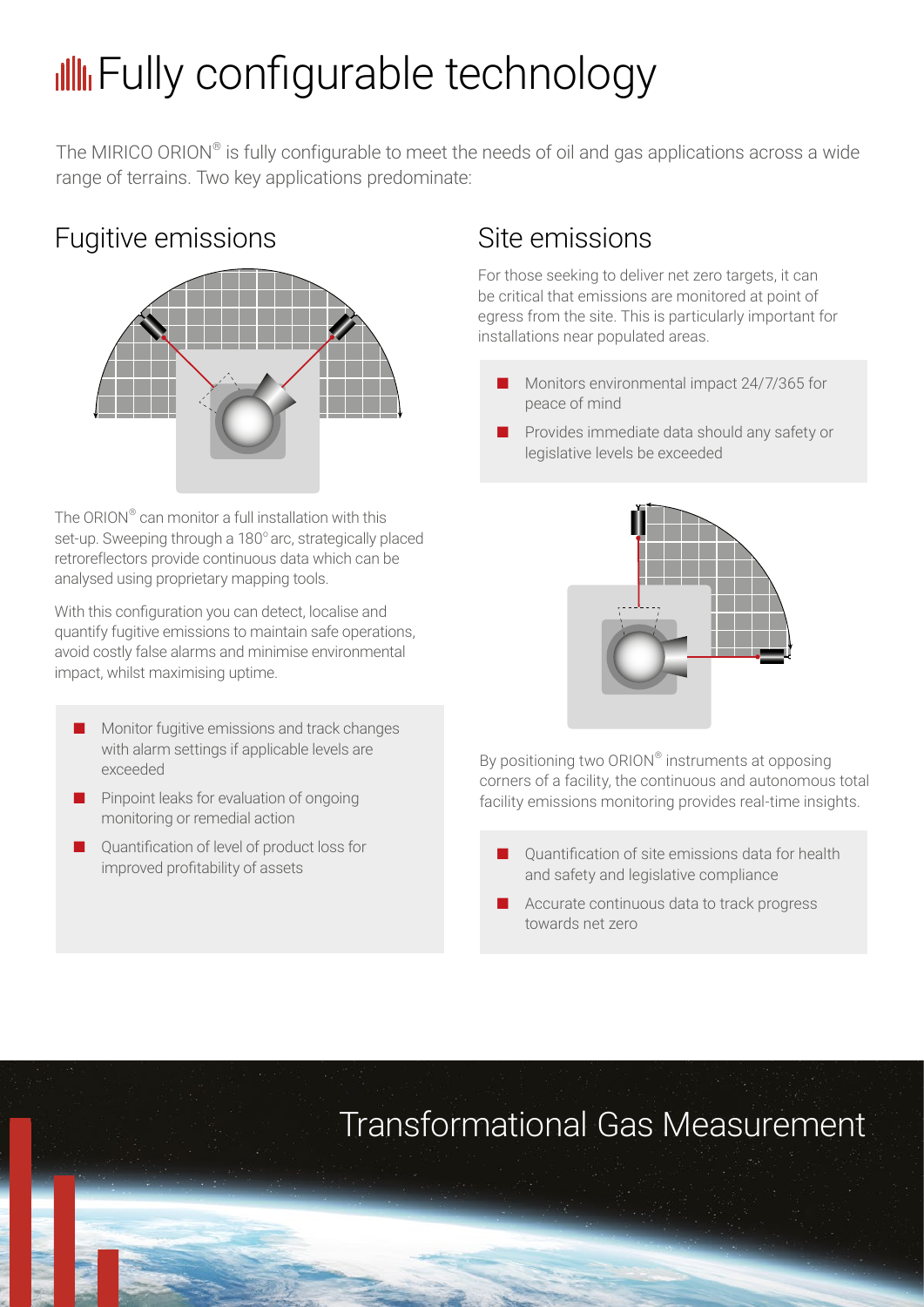# Fully configurable technology

The MIRICO ORION® is fully configurable to meet the needs of oil and gas applications across a wide range of terrains. Two key applications predominate:

## Fugitive emissions

The ORION® can monitor a full installation with this set-up. Sweeping through a 180° arc, strategically placed retroreflectors provide continuous data which can be analysed using proprietary mapping tools.

With this configuration you can detect, localise and quantify fugitive emissions to maintain safe operations, avoid costly false alarms and minimise environmental impact, whilst maximising uptime.

- Monitor fugitive emissions and track changes with alarm settings if applicable levels are exceeded
- Pinpoint leaks for evaluation of ongoing monitoring or remedial action
- Quantification of level of product loss for improved profitability of assets

## Site emissions

For those seeking to deliver net zero targets, it can be critical that emissions are monitored at point of egress from the site. This is particularly important for installations near populated areas.

- Monitors environmental impact 24/7/365 for peace of mind
- Provides immediate data should any safety or legislative levels be exceeded

By positioning two ORION® instruments at opposing corners of a facility, the continuous and autonomous total facility emissions monitoring provides real-time insights.

- Quantification of site emissions data for health and safety and legislative compliance
- Accurate continuous data to track progress towards net zero

Transformational Gas Measurement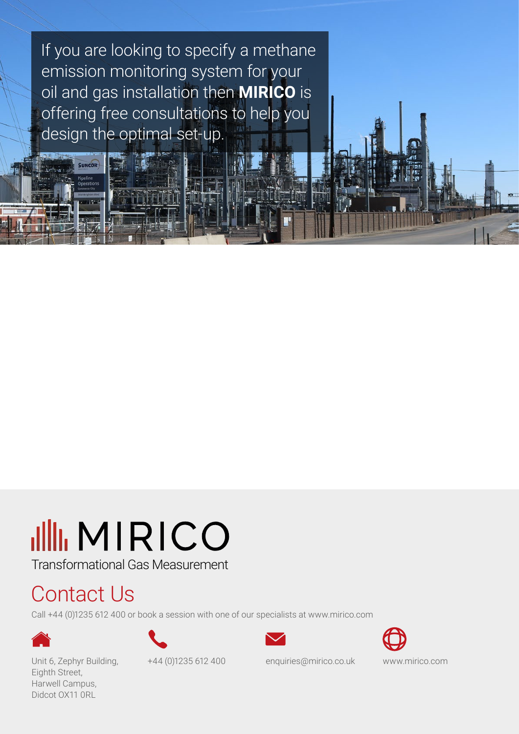If you are looking to specify a methane emission monitoring system for your oil and gas installation then **MIRICO** is offering free consultations to help you design the optimal set-up.

MIRICO

Transformational Gas Measurement

## Contact Us

Call +44 (0)1235 612 400 or book a session with one of our specialists at www.mirico.com

Unit 6, Zephyr Building,
Eighth Street,
Harwell Campus,
Didcot OX11 0RL

+44 (0)1235 612 400

enquiries@mirico.co.uk

www.mirico.com